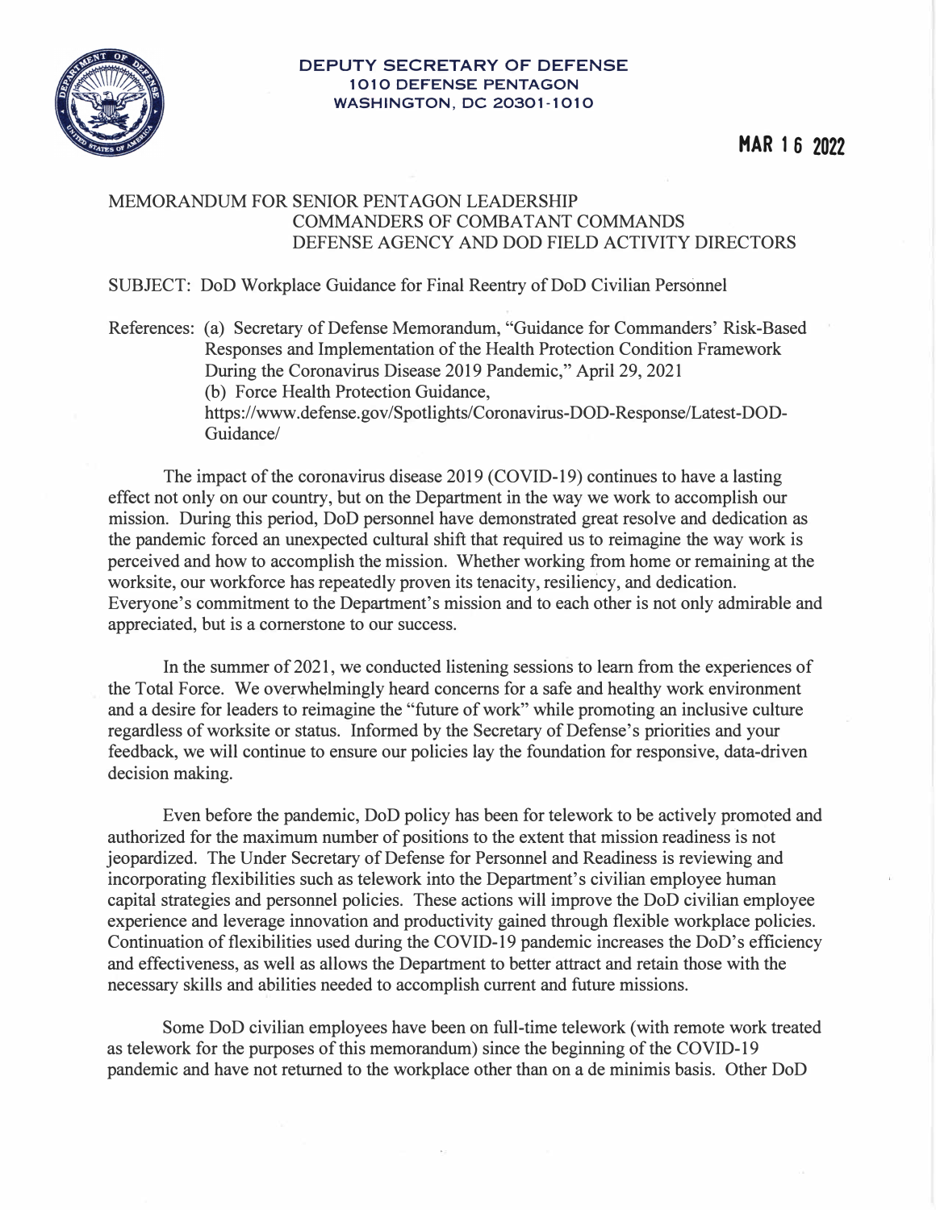**DEPUTY SECRETARY OF DEFENSE**
**1010 DEFENSE PENTAGON**
**WASHINGTON, DC 20301-1010**

**MAR 16 2022**

MEMORANDUM FOR SENIOR PENTAGON LEADERSHIP
COMMANDERS OF COMBATANT COMMANDS
DEFENSE AGENCY AND DOD FIELD ACTIVITY DIRECTORS

SUBJECT: DoD Workplace Guidance for Final Reentry of DoD Civilian Personnel

References: (a) Secretary of Defense Memorandum, "Guidance for Commanders' Risk-Based Responses and Implementation of the Health Protection Condition Framework During the Coronavirus Disease 2019 Pandemic," April 29, 2021
(b) Force Health Protection Guidance, https://www.defense.gov/Spotlights/Coronavirus-DOD-Response/Latest-DOD-Guidance/

The impact of the coronavirus disease 2019 (COVID-19) continues to have a lasting effect not only on our country, but on the Department in the way we work to accomplish our mission. During this period, DoD personnel have demonstrated great resolve and dedication as the pandemic forced an unexpected cultural shift that required us to reimagine the way work is perceived and how to accomplish the mission. Whether working from home or remaining at the worksite, our workforce has repeatedly proven its tenacity, resiliency, and dedication. Everyone's commitment to the Department's mission and to each other is not only admirable and appreciated, but is a cornerstone to our success.

In the summer of 2021, we conducted listening sessions to learn from the experiences of the Total Force. We overwhelmingly heard concerns for a safe and healthy work environment and a desire for leaders to reimagine the "future of work" while promoting an inclusive culture regardless of worksite or status. Informed by the Secretary of Defense's priorities and your feedback, we will continue to ensure our policies lay the foundation for responsive, data-driven decision making.

Even before the pandemic, DoD policy has been for telework to be actively promoted and authorized for the maximum number of positions to the extent that mission readiness is not jeopardized. The Under Secretary of Defense for Personnel and Readiness is reviewing and incorporating flexibilities such as telework into the Department's civilian employee human capital strategies and personnel policies. These actions will improve the DoD civilian employee experience and leverage innovation and productivity gained through flexible workplace policies. Continuation of flexibilities used during the COVID-19 pandemic increases the DoD's efficiency and effectiveness, as well as allows the Department to better attract and retain those with the necessary skills and abilities needed to accomplish current and future missions.

Some DoD civilian employees have been on full-time telework (with remote work treated as telework for the purposes of this memorandum) since the beginning of the COVID-19 pandemic and have not returned to the workplace other than on a de minimis basis. Other DoD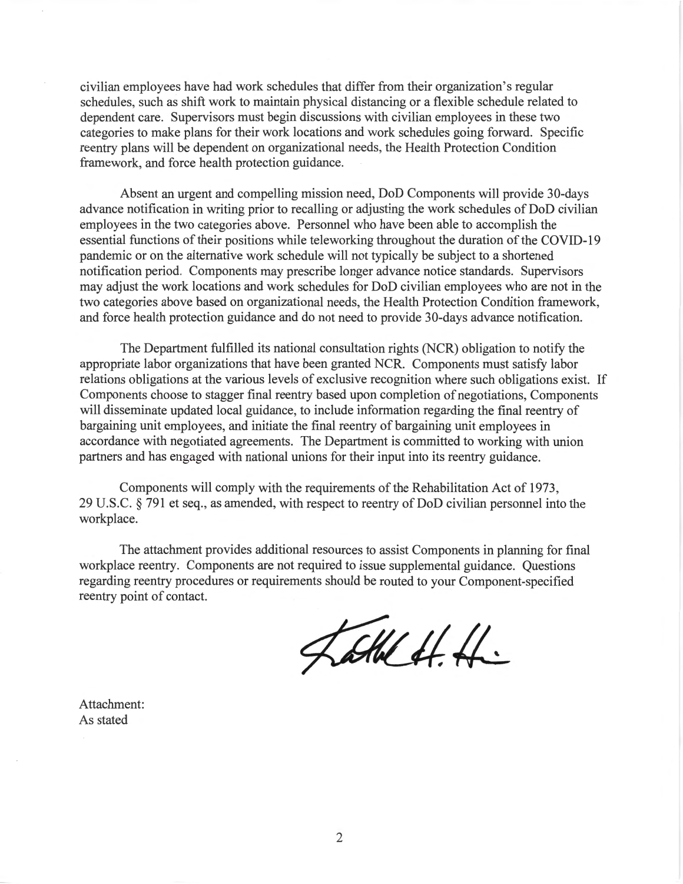civilian employees have had work schedules that differ from their organization's regular schedules, such as shift work to maintain physical distancing or a flexible schedule related to dependent care. Supervisors must begin discussions with civilian employees in these two categories to make plans for their work locations and work schedules going forward. Specific reentry plans will be dependent on organizational needs, the Health Protection Condition framework, and force health protection guidance.

Absent an urgent and compelling mission need, DoD Components will provide 30-days advance notification in writing prior to recalling or adjusting the work schedules of DoD civilian employees in the two categories above. Personnel who have been able to accomplish the essential functions of their positions while teleworking throughout the duration of the COVID-19 pandemic or on the alternative work schedule will not typically be subject to a shortened notification period. Components may prescribe longer advance notice standards. Supervisors may adjust the work locations and work schedules for DoD civilian employees who are not in the two categories above based on organizational needs, the Health Protection Condition framework, and force health protection guidance and do not need to provide 30-days advance notification.

The Department fulfilled its national consultation rights (NCR) obligation to notify the appropriate labor organizations that have been granted NCR. Components must satisfy labor relations obligations at the various levels of exclusive recognition where such obligations exist. If Components choose to stagger final reentry based upon completion of negotiations, Components will disseminate updated local guidance, to include information regarding the final reentry of bargaining unit employees, and initiate the final reentry of bargaining unit employees in accordance with negotiated agreements. The Department is committed to working with union partners and has engaged with national unions for their input into its reentry guidance.

Components will comply with the requirements of the Rehabilitation Act of 1973, 29 U.S.C. § 791 et seq., as amended, with respect to reentry of DoD civilian personnel into the workplace.

The attachment provides additional resources to assist Components in planning for final workplace reentry. Components are not required to issue supplemental guidance. Questions regarding reentry procedures or requirements should be routed to your Component-specified reentry point of contact.

Attachment:
As stated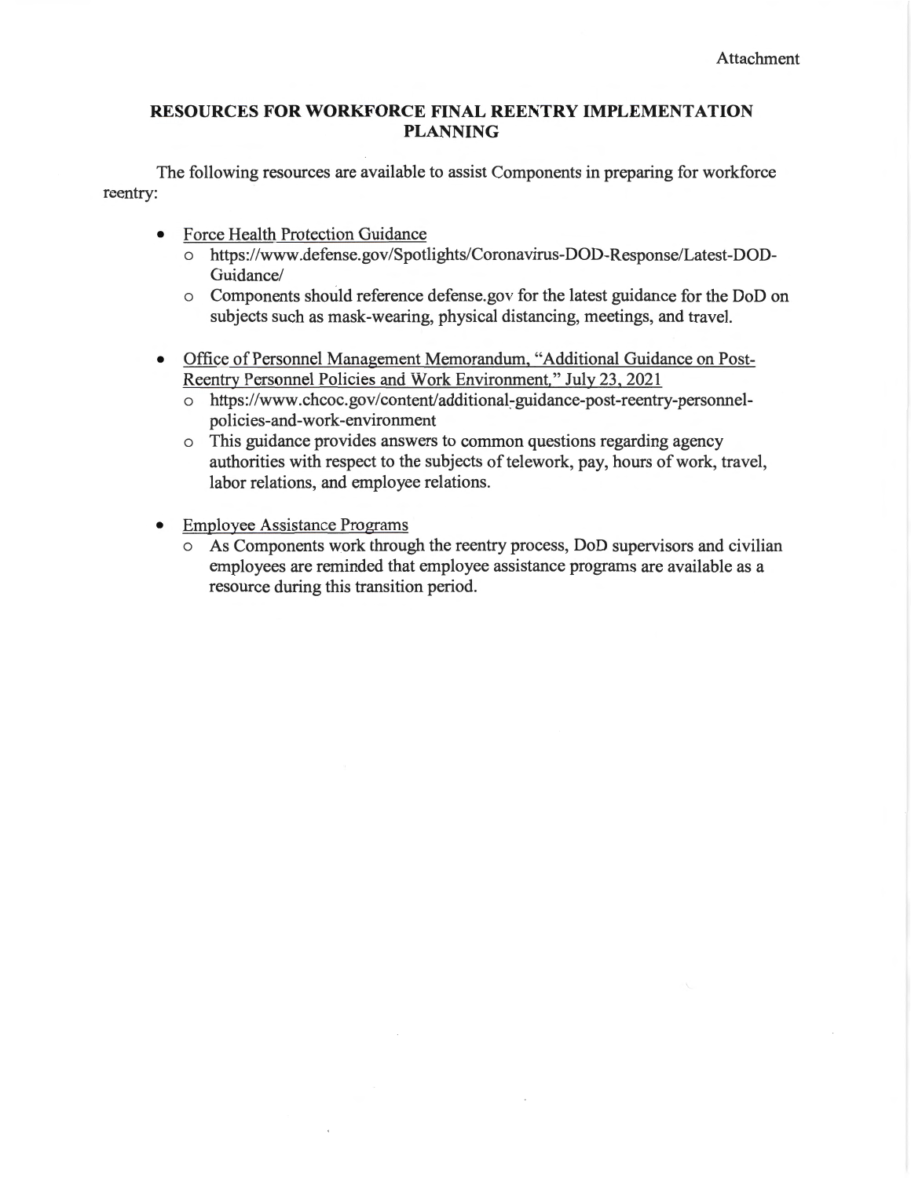Attachment

## RESOURCES FOR WORKFORCE FINAL REENTRY IMPLEMENTATION PLANNING

The following resources are available to assist Components in preparing for workforce reentry:

- Force Health Protection Guidance
  - https://www.defense.gov/Spotlights/Coronavirus-DOD-Response/Latest-DOD-Guidance/
  - Components should reference defense.gov for the latest guidance for the DoD on subjects such as mask-wearing, physical distancing, meetings, and travel.

- Office of Personnel Management Memorandum, "Additional Guidance on Post-Reentry Personnel Policies and Work Environment," July 23, 2021
  - https://www.chcoc.gov/content/additional-guidance-post-reentry-personnel-policies-and-work-environment
  - This guidance provides answers to common questions regarding agency authorities with respect to the subjects of telework, pay, hours of work, travel, labor relations, and employee relations.

- Employee Assistance Programs
  - As Components work through the reentry process, DoD supervisors and civilian employees are reminded that employee assistance programs are available as a resource during this transition period.